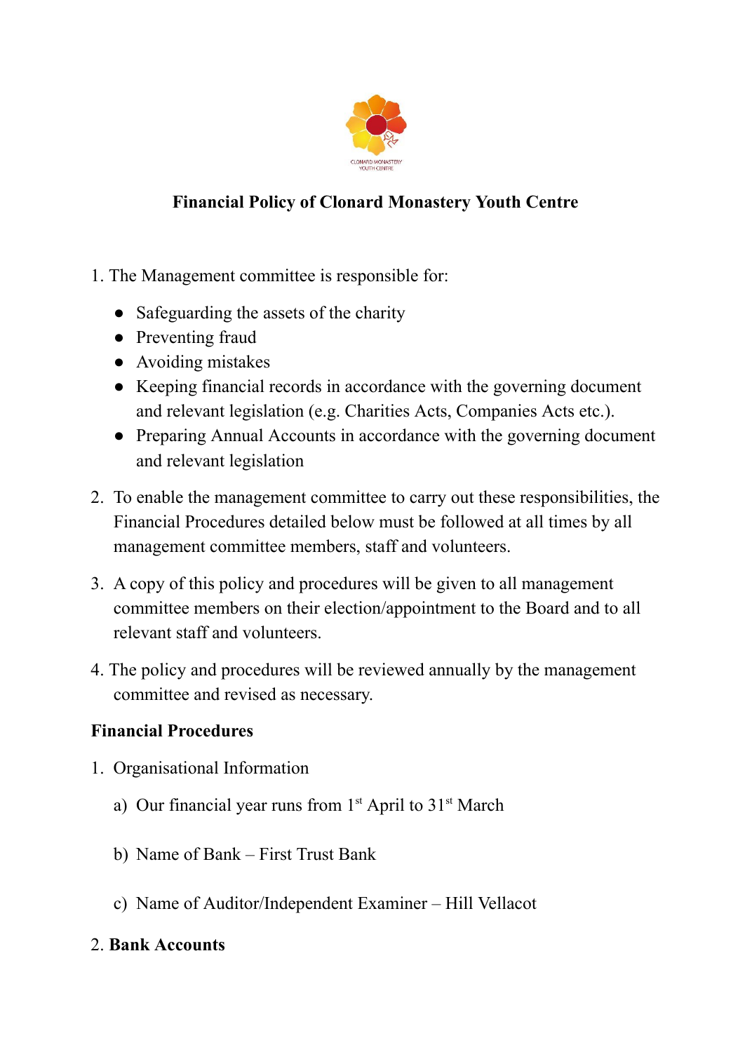# Financial Policy of Clonard Monastery Youth Centre

1. The Management committee is responsible for:

   - Safeguarding the assets of the charity
   - Preventing fraud
   - Avoiding mistakes
   - Keeping financial records in accordance with the governing document and relevant legislation (e.g. Charities Acts, Companies Acts etc.).
   - Preparing Annual Accounts in accordance with the governing document and relevant legislation

2. To enable the management committee to carry out these responsibilities, the Financial Procedures detailed below must be followed at all times by all management committee members, staff and volunteers.

3. A copy of this policy and procedures will be given to all management committee members on their election/appointment to the Board and to all relevant staff and volunteers.

4. The policy and procedures will be reviewed annually by the management committee and revised as necessary.

## Financial Procedures

1. Organisational Information

   a) Our financial year runs from 1st April to 31st March

   b) Name of Bank – First Trust Bank

   c) Name of Auditor/Independent Examiner – Hill Vellacot

2. **Bank Accounts**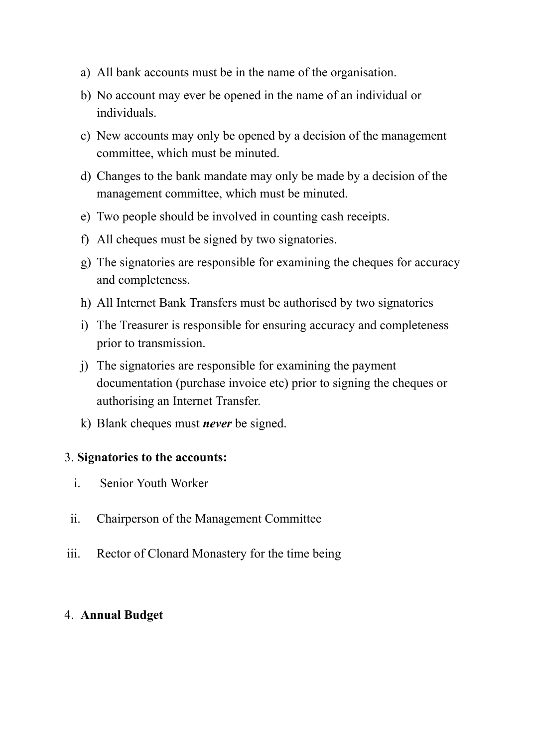a) All bank accounts must be in the name of the organisation.
b) No account may ever be opened in the name of an individual or individuals.
c) New accounts may only be opened by a decision of the management committee, which must be minuted.
d) Changes to the bank mandate may only be made by a decision of the management committee, which must be minuted.
e) Two people should be involved in counting cash receipts.
f) All cheques must be signed by two signatories.
g) The signatories are responsible for examining the cheques for accuracy and completeness.
h) All Internet Bank Transfers must be authorised by two signatories
i) The Treasurer is responsible for ensuring accuracy and completeness prior to transmission.
j) The signatories are responsible for examining the payment documentation (purchase invoice etc) prior to signing the cheques or authorising an Internet Transfer.
k) Blank cheques must ***never*** be signed.

3. **Signatories to the accounts:**

i. Senior Youth Worker

ii. Chairperson of the Management Committee

iii. Rector of Clonard Monastery for the time being

4. **Annual Budget**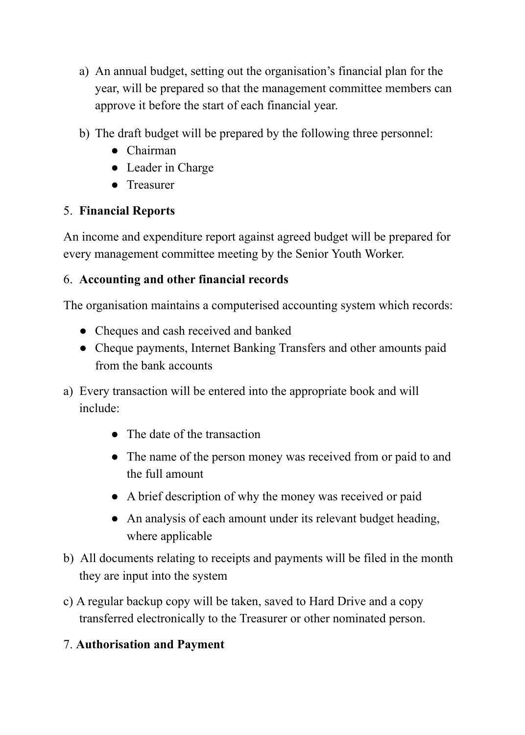a) An annual budget, setting out the organisation's financial plan for the year, will be prepared so that the management committee members can approve it before the start of each financial year.

b) The draft budget will be prepared by the following three personnel:
   - Chairman
   - Leader in Charge
   - Treasurer

5. **Financial Reports**

An income and expenditure report against agreed budget will be prepared for every management committee meeting by the Senior Youth Worker.

6. **Accounting and other financial records**

The organisation maintains a computerised accounting system which records:

- Cheques and cash received and banked
- Cheque payments, Internet Banking Transfers and other amounts paid from the bank accounts

a) Every transaction will be entered into the appropriate book and will include:

   - The date of the transaction
   - The name of the person money was received from or paid to and the full amount
   - A brief description of why the money was received or paid
   - An analysis of each amount under its relevant budget heading, where applicable

b) All documents relating to receipts and payments will be filed in the month they are input into the system

c) A regular backup copy will be taken, saved to Hard Drive and a copy transferred electronically to the Treasurer or other nominated person.

7. **Authorisation and Payment**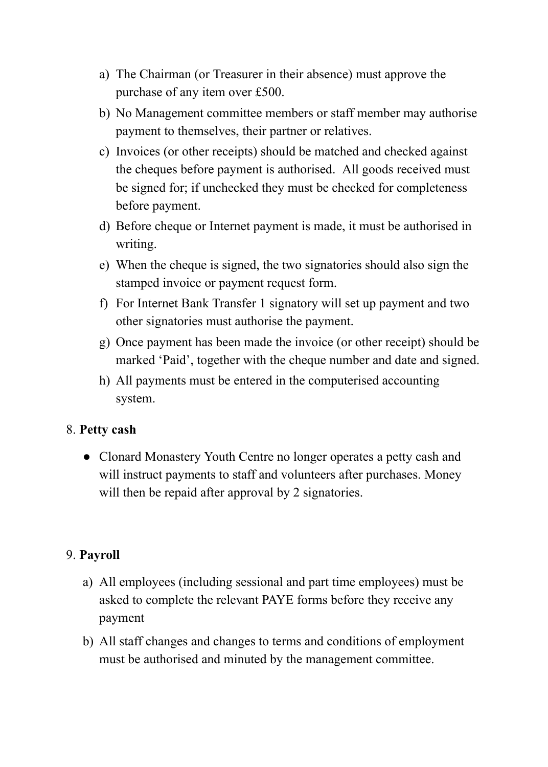a) The Chairman (or Treasurer in their absence) must approve the purchase of any item over £500.
b) No Management committee members or staff member may authorise payment to themselves, their partner or relatives.
c) Invoices (or other receipts) should be matched and checked against the cheques before payment is authorised. All goods received must be signed for; if unchecked they must be checked for completeness before payment.
d) Before cheque or Internet payment is made, it must be authorised in writing.
e) When the cheque is signed, the two signatories should also sign the stamped invoice or payment request form.
f) For Internet Bank Transfer 1 signatory will set up payment and two other signatories must authorise the payment.
g) Once payment has been made the invoice (or other receipt) should be marked 'Paid', together with the cheque number and date and signed.
h) All payments must be entered in the computerised accounting system.

8. **Petty cash**

- Clonard Monastery Youth Centre no longer operates a petty cash and will instruct payments to staff and volunteers after purchases. Money will then be repaid after approval by 2 signatories.

9. **Payroll**

a) All employees (including sessional and part time employees) must be asked to complete the relevant PAYE forms before they receive any payment
b) All staff changes and changes to terms and conditions of employment must be authorised and minuted by the management committee.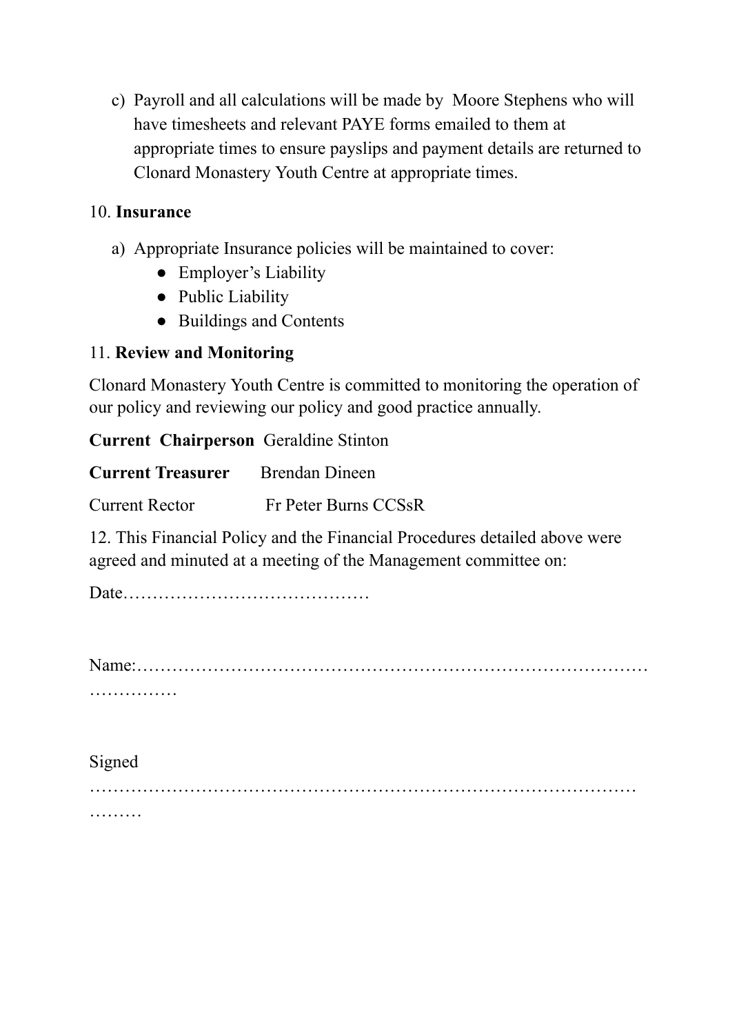c) Payroll and all calculations will be made by Moore Stephens who will have timesheets and relevant PAYE forms emailed to them at appropriate times to ensure payslips and payment details are returned to Clonard Monastery Youth Centre at appropriate times.

10. **Insurance**

a) Appropriate Insurance policies will be maintained to cover:
   - Employer's Liability
   - Public Liability
   - Buildings and Contents

11. **Review and Monitoring**

Clonard Monastery Youth Centre is committed to monitoring the operation of our policy and reviewing our policy and good practice annually.

**Current Chairperson** Geraldine Stinton

**Current Treasurer** Brendan Dineen

Current Rector Fr Peter Burns CCSsR

12. This Financial Policy and the Financial Procedures detailed above were agreed and minuted at a meeting of the Management committee on:

Date……………………………………

Name:………………………………………………………………………………………

Signed
………………………………………………………………………………………